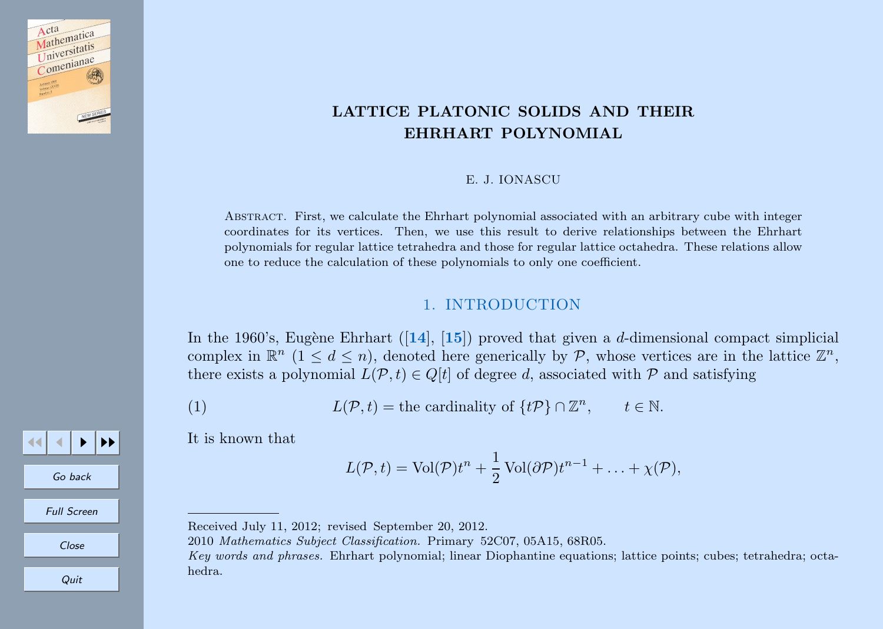# LATTICE PLATONIC SOLIDS AND THEIR EHRHART POLYNOMIAL

E. J. IONASCU

Abstract. First, we calculate the Ehrhart polynomial associated with an arbitrary cube with integer coordinates for its vertices. Then, we use this result to derive relationships between the Ehrhart polynomials for regular lattice tetrahedra and those for regular lattice octahedra. These relations allow one to reduce the calculation of these polynomials to only one coefficient.

## 1. INTRODUCTION

In the 1960's, Eugène Ehrhart ([14], [15]) proved that given a $d$-dimensional compact simplicial complex in $\mathbb{R}^n$ $(1 \leq d \leq n)$, denoted here generically by $\mathcal{P}$, whose vertices are in the lattice $\mathbb{Z}^n$, there exists a polynomial $L(\mathcal{P}, t) \in Q[t]$ of degree $d$, associated with $\mathcal{P}$ and satisfying

$$L(\mathcal{P}, t) = \text{the cardinality of } \{t\mathcal{P}\} \cap \mathbb{Z}^n, \qquad t \in \mathbb{N}. \tag{1}$$

It is known that

$$L(\mathcal{P}, t) = \operatorname{Vol}(\mathcal{P})t^n + \frac{1}{2}\operatorname{Vol}(\partial\mathcal{P})t^{n-1} + \ldots + \chi(\mathcal{P}),$$

---

Received July 11, 2012; revised September 20, 2012.

2010 *Mathematics Subject Classification.* Primary 52C07, 05A15, 68R05.

*Key words and phrases.* Ehrhart polynomial; linear Diophantine equations; lattice points; cubes; tetrahedra; octahedra.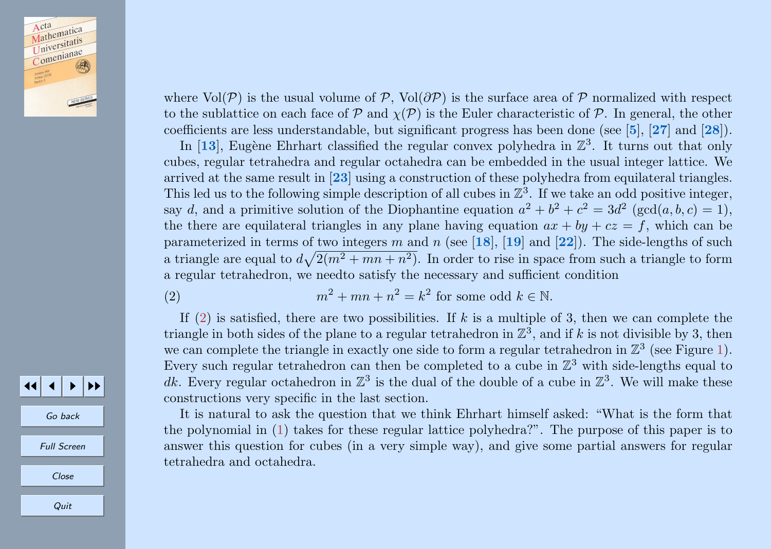where $\text{Vol}(\mathcal{P})$ is the usual volume of $\mathcal{P}$, $\text{Vol}(\partial\mathcal{P})$ is the surface area of $\mathcal{P}$ normalized with respect to the sublattice on each face of $\mathcal{P}$ and $\chi(\mathcal{P})$ is the Euler characteristic of $\mathcal{P}$. In general, the other coefficients are less understandable, but significant progress has been done (see [5], [27] and [28]).

In [13], Eugène Ehrhart classified the regular convex polyhedra in $\mathbb{Z}^3$. It turns out that only cubes, regular tetrahedra and regular octahedra can be embedded in the usual integer lattice. We arrived at the same result in [23] using a construction of these polyhedra from equilateral triangles. This led us to the following simple description of all cubes in $\mathbb{Z}^3$. If we take an odd positive integer, say $d$, and a primitive solution of the Diophantine equation $a^2 + b^2 + c^2 = 3d^2$ ($\gcd(a, b, c) = 1$), the there are equilateral triangles in any plane having equation $ax + by + cz = f$, which can be parameterized in terms of two integers $m$ and $n$ (see [18], [19] and [22]). The side-lengths of such a triangle are equal to $d\sqrt{2(m^2 + mn + n^2)}$. In order to rise in space from such a triangle to form a regular tetrahedron, we needto satisfy the necessary and sufficient condition

$$m^2 + mn + n^2 = k^2 \text{ for some odd } k \in \mathbb{N}. \tag{2}$$

If (2) is satisfied, there are two possibilities. If $k$ is a multiple of 3, then we can complete the triangle in both sides of the plane to a regular tetrahedron in $\mathbb{Z}^3$, and if $k$ is not divisible by 3, then we can complete the triangle in exactly one side to form a regular tetrahedron in $\mathbb{Z}^3$ (see Figure 1). Every such regular tetrahedron can then be completed to a cube in $\mathbb{Z}^3$ with side-lengths equal to $dk$. Every regular octahedron in $\mathbb{Z}^3$ is the dual of the double of a cube in $\mathbb{Z}^3$. We will make these constructions very specific in the last section.

It is natural to ask the question that we think Ehrhart himself asked: "What is the form that the polynomial in (1) takes for these regular lattice polyhedra?". The purpose of this paper is to answer this question for cubes (in a very simple way), and give some partial answers for regular tetrahedra and octahedra.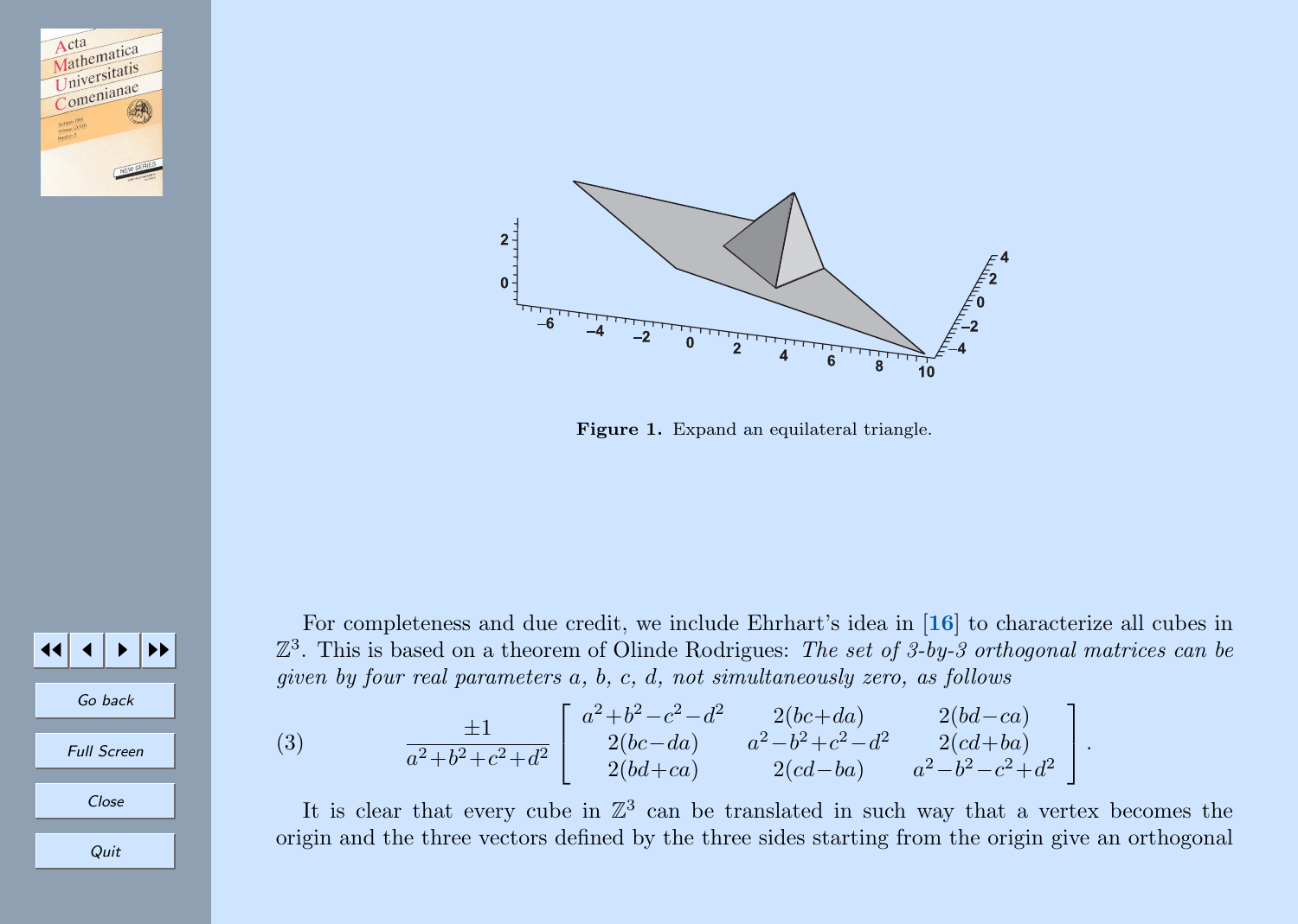**Figure 1.** Expand an equilateral triangle.

For completeness and due credit, we include Ehrhart's idea in [16] to characterize all cubes in $\mathbb{Z}^3$. This is based on a theorem of Olinde Rodrigues: *The set of 3-by-3 orthogonal matrices can be given by four real parameters a, b, c, d, not simultaneously zero, as follows*

$$\frac{\pm 1}{a^2+b^2+c^2+d^2}\begin{bmatrix} a^2+b^2-c^2-d^2 & 2(bc+da) & 2(bd-ca) \\ 2(bc-da) & a^2-b^2+c^2-d^2 & 2(cd+ba) \\ 2(bd+ca) & 2(cd-ba) & a^2-b^2-c^2+d^2 \end{bmatrix}. \tag{3}$$

It is clear that every cube in $\mathbb{Z}^3$ can be translated in such way that a vertex becomes the origin and the three vectors defined by the three sides starting from the origin give an orthogonal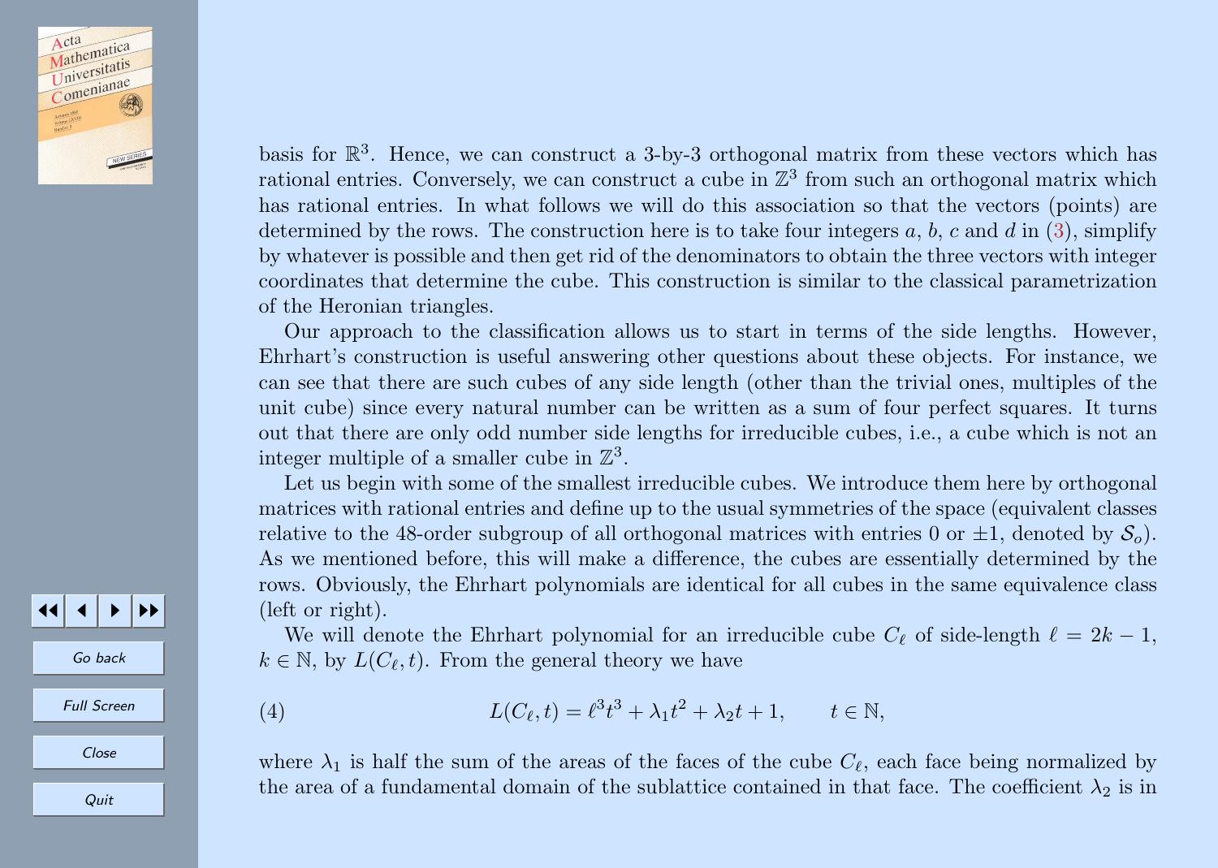basis for $\mathbb{R}^3$. Hence, we can construct a 3-by-3 orthogonal matrix from these vectors which has rational entries. Conversely, we can construct a cube in $\mathbb{Z}^3$ from such an orthogonal matrix which has rational entries. In what follows we will do this association so that the vectors (points) are determined by the rows. The construction here is to take four integers $a$, $b$, $c$ and $d$ in (3), simplify by whatever is possible and then get rid of the denominators to obtain the three vectors with integer coordinates that determine the cube. This construction is similar to the classical parametrization of the Heronian triangles.

Our approach to the classification allows us to start in terms of the side lengths. However, Ehrhart's construction is useful answering other questions about these objects. For instance, we can see that there are such cubes of any side length (other than the trivial ones, multiples of the unit cube) since every natural number can be written as a sum of four perfect squares. It turns out that there are only odd number side lengths for irreducible cubes, i.e., a cube which is not an integer multiple of a smaller cube in $\mathbb{Z}^3$.

Let us begin with some of the smallest irreducible cubes. We introduce them here by orthogonal matrices with rational entries and define up to the usual symmetries of the space (equivalent classes relative to the 48-order subgroup of all orthogonal matrices with entries 0 or $\pm 1$, denoted by $\mathcal{S}_o$). As we mentioned before, this will make a difference, the cubes are essentially determined by the rows. Obviously, the Ehrhart polynomials are identical for all cubes in the same equivalence class (left or right).

We will denote the Ehrhart polynomial for an irreducible cube $C_\ell$ of side-length $\ell = 2k-1$, $k \in \mathbb{N}$, by $L(C_\ell, t)$. From the general theory we have

$$L(C_\ell, t) = \ell^3 t^3 + \lambda_1 t^2 + \lambda_2 t + 1, \qquad t \in \mathbb{N}, \tag{4}$$

where $\lambda_1$ is half the sum of the areas of the faces of the cube $C_\ell$, each face being normalized by the area of a fundamental domain of the sublattice contained in that face. The coefficient $\lambda_2$ is in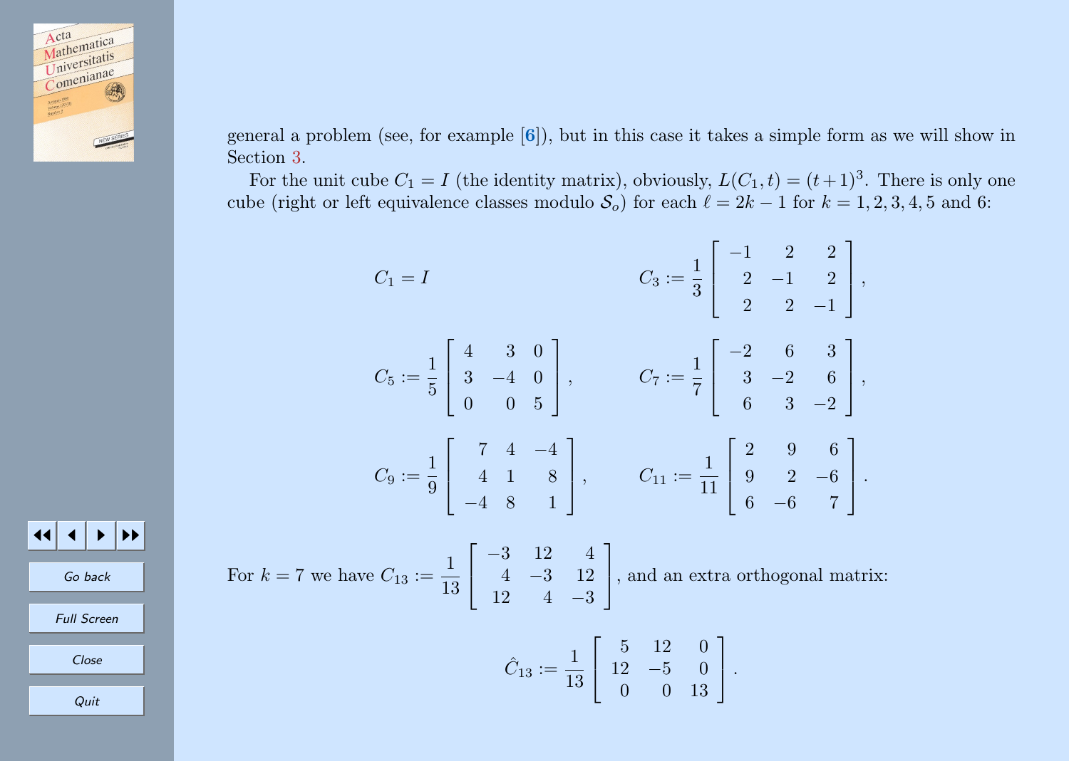general a problem (see, for example [6]), but in this case it takes a simple form as we will show in Section 3.

For the unit cube $C_1 = I$ (the identity matrix), obviously, $L(C_1, t) = (t+1)^3$. There is only one cube (right or left equivalence classes modulo $\mathcal{S}_o$) for each $\ell = 2k-1$ for $k = 1, 2, 3, 4, 5$ and 6:

$$C_1 = I \qquad C_3 := \frac{1}{3}\begin{bmatrix} -1 & 2 & 2 \\ 2 & -1 & 2 \\ 2 & 2 & -1 \end{bmatrix},$$

$$C_5 := \frac{1}{5}\begin{bmatrix} 4 & 3 & 0 \\ 3 & -4 & 0 \\ 0 & 0 & 5 \end{bmatrix}, \qquad C_7 := \frac{1}{7}\begin{bmatrix} -2 & 6 & 3 \\ 3 & -2 & 6 \\ 6 & 3 & -2 \end{bmatrix},$$

$$C_9 := \frac{1}{9}\begin{bmatrix} 7 & 4 & -4 \\ 4 & 1 & 8 \\ -4 & 8 & 1 \end{bmatrix}, \qquad C_{11} := \frac{1}{11}\begin{bmatrix} 2 & 9 & 6 \\ 9 & 2 & -6 \\ 6 & -6 & 7 \end{bmatrix}.$$

For $k = 7$ we have $C_{13} := \dfrac{1}{13}\begin{bmatrix} -3 & 12 & 4 \\ 4 & -3 & 12 \\ 12 & 4 & -3 \end{bmatrix}$, and an extra orthogonal matrix:

$$\hat{C}_{13} := \frac{1}{13}\begin{bmatrix} 5 & 12 & 0 \\ 12 & -5 & 0 \\ 0 & 0 & 13 \end{bmatrix}.$$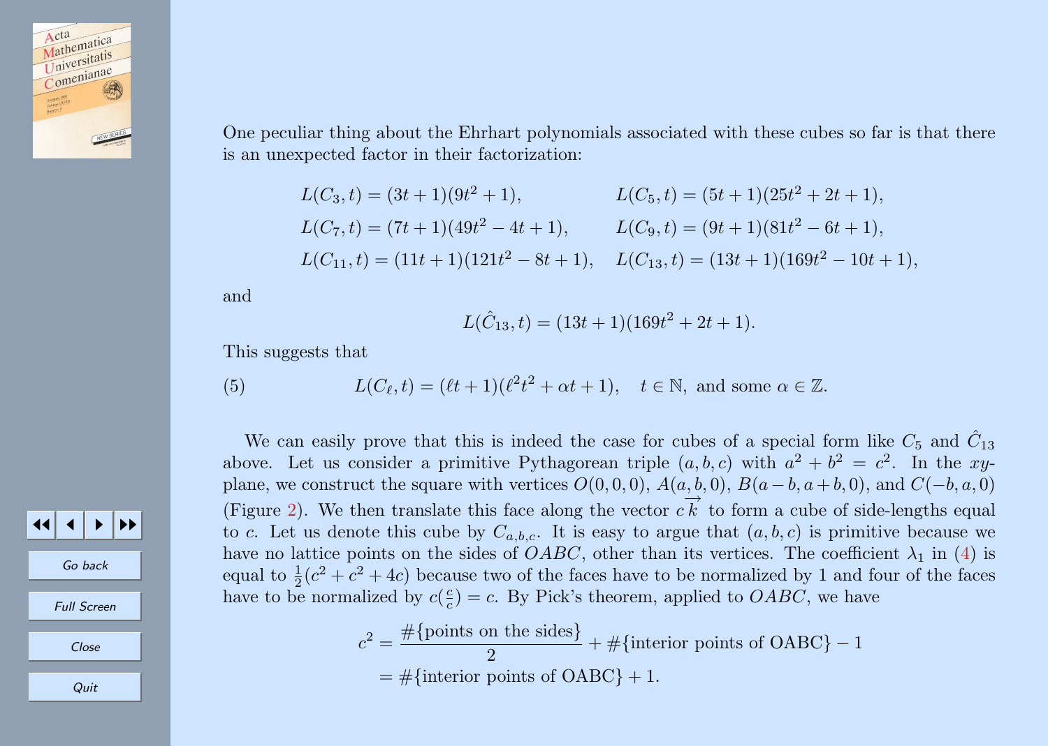One peculiar thing about the Ehrhart polynomials associated with these cubes so far is that there is an unexpected factor in their factorization:

$$
\begin{aligned}
L(C_3,t) &= (3t+1)(9t^2+1), & L(C_5,t) &= (5t+1)(25t^2+2t+1),\\
L(C_7,t) &= (7t+1)(49t^2-4t+1), & L(C_9,t) &= (9t+1)(81t^2-6t+1),\\
L(C_{11},t) &= (11t+1)(121t^2-8t+1), & L(C_{13},t) &= (13t+1)(169t^2-10t+1),
\end{aligned}
$$

and

$$L(\hat{C}_{13},t) = (13t+1)(169t^2+2t+1).$$

This suggests that

$$L(C_\ell,t) = (\ell t+1)(\ell^2t^2+\alpha t+1), \quad t \in \mathbb{N}, \text{ and some } \alpha \in \mathbb{Z}. \tag{5}$$

We can easily prove that this is indeed the case for cubes of a special form like $C_5$ and $\hat{C}_{13}$ above. Let us consider a primitive Pythagorean triple $(a,b,c)$ with $a^2+b^2=c^2$. In the $xy$-plane, we construct the square with vertices $O(0,0,0)$, $A(a,b,0)$, $B(a-b,a+b,0)$, and $C(-b,a,0)$ (Figure 2). We then translate this face along the vector $c\overrightarrow{k}$ to form a cube of side-lengths equal to $c$. Let us denote this cube by $C_{a,b,c}$. It is easy to argue that $(a,b,c)$ is primitive because we have no lattice points on the sides of $OABC$, other than its vertices. The coefficient $\lambda_1$ in (4) is equal to $\frac{1}{2}(c^2+c^2+4c)$ because two of the faces have to be normalized by 1 and four of the faces have to be normalized by $c(\frac{c}{c})=c$. By Pick's theorem, applied to $OABC$, we have

$$
\begin{aligned}
c^2 &= \frac{\#\{\text{points on the sides}\}}{2} + \#\{\text{interior points of OABC}\} - 1\\
&= \#\{\text{interior points of OABC}\} + 1.
\end{aligned}
$$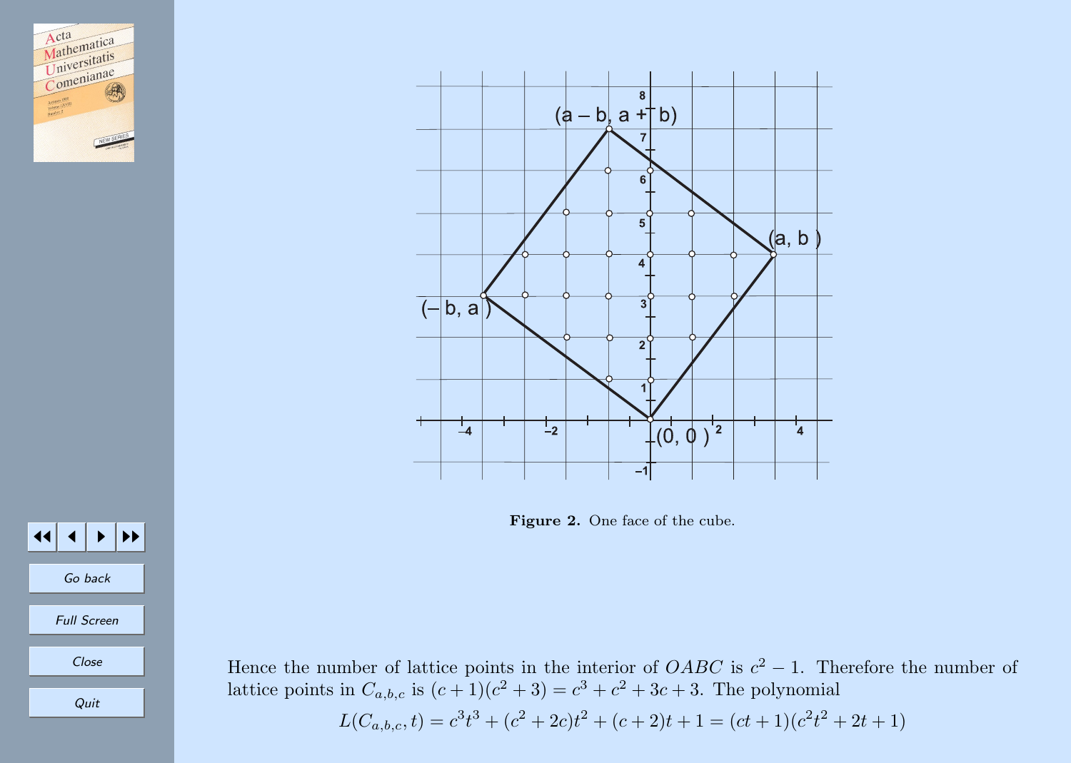**Figure 2.** One face of the cube.

Hence the number of lattice points in the interior of $OABC$ is $c^2 - 1$. Therefore the number of lattice points in $C_{a,b,c}$ is $(c+1)(c^2+3) = c^3 + c^2 + 3c + 3$. The polynomial

$$L(C_{a,b,c}, t) = c^3t^3 + (c^2 + 2c)t^2 + (c+2)t + 1 = (ct+1)(c^2t^2 + 2t + 1)$$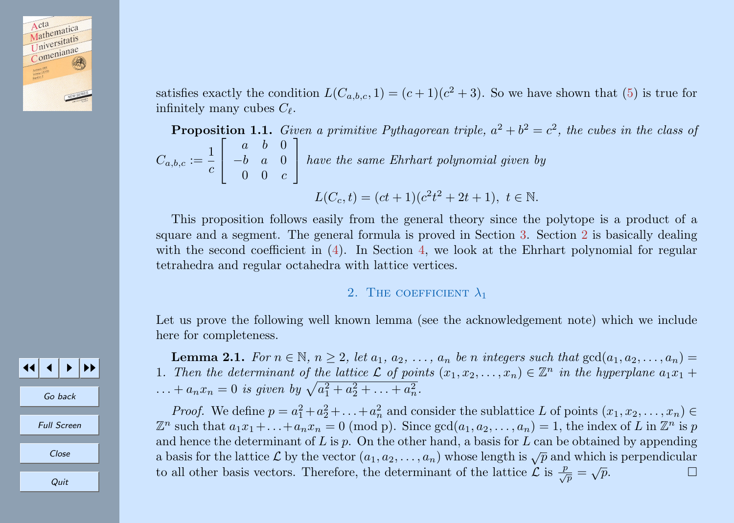satisfies exactly the condition $L(C_{a,b,c},1) = (c+1)(c^2+3)$. So we have shown that (5) is true for infinitely many cubes $C_\ell$.

**Proposition 1.1.** *Given a primitive Pythagorean triple, $a^2+b^2=c^2$, the cubes in the class of* $C_{a,b,c} := \frac{1}{c}\begin{bmatrix} a & b & 0 \\ -b & a & 0 \\ 0 & 0 & c \end{bmatrix}$ *have the same Ehrhart polynomial given by*

$$L(C_c, t) = (ct+1)(c^2t^2+2t+1),\ t \in \mathbb{N}.$$

This proposition follows easily from the general theory since the polytope is a product of a square and a segment. The general formula is proved in Section 3. Section 2 is basically dealing with the second coefficient in (4). In Section 4, we look at the Ehrhart polynomial for regular tetrahedra and regular octahedra with lattice vertices.

## 2. The coefficient $\lambda_1$

Let us prove the following well known lemma (see the acknowledgement note) which we include here for completeness.

**Lemma 2.1.** *For $n \in \mathbb{N}$, $n \geq 2$, let $a_1, a_2, \ldots, a_n$ be $n$ integers such that* $\gcd(a_1, a_2, \ldots, a_n) = 1$. *Then the determinant of the lattice $\mathcal{L}$ of points $(x_1, x_2, \ldots, x_n) \in \mathbb{Z}^n$ in the hyperplane $a_1x_1 + \ldots + a_nx_n = 0$ is given by $\sqrt{a_1^2 + a_2^2 + \ldots + a_n^2}$.*

*Proof.* We define $p = a_1^2 + a_2^2 + \ldots + a_n^2$ and consider the sublattice $L$ of points $(x_1, x_2, \ldots, x_n) \in \mathbb{Z}^n$ such that $a_1x_1 + \ldots + a_nx_n = 0 \pmod{p}$. Since $\gcd(a_1, a_2, \ldots, a_n) = 1$, the index of $L$ in $\mathbb{Z}^n$ is $p$ and hence the determinant of $L$ is $p$. On the other hand, a basis for $L$ can be obtained by appending a basis for the lattice $\mathcal{L}$ by the vector $(a_1, a_2, \ldots, a_n)$ whose length is $\sqrt{p}$ and which is perpendicular to all other basis vectors. Therefore, the determinant of the lattice $\mathcal{L}$ is $\frac{p}{\sqrt{p}} = \sqrt{p}$. □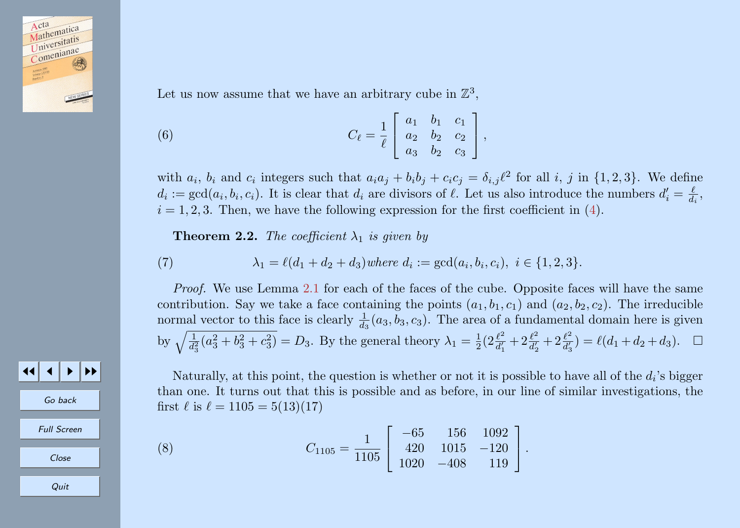Let us now assume that we have an arbitrary cube in $\mathbb{Z}^3$,

$$C_\ell = \frac{1}{\ell}\begin{bmatrix} a_1 & b_1 & c_1 \\ a_2 & b_2 & c_2 \\ a_3 & b_2 & c_3 \end{bmatrix}, \tag{6}$$

with $a_i$, $b_i$ and $c_i$ integers such that $a_i a_j + b_i b_j + c_i c_j = \delta_{i,j}\ell^2$ for all $i$, $j$ in $\{1,2,3\}$. We define $d_i := \gcd(a_i, b_i, c_i)$. It is clear that $d_i$ are divisors of $\ell$. Let us also introduce the numbers $d_i' = \frac{\ell}{d_i}$, $i = 1,2,3$. Then, we have the following expression for the first coefficient in (4).

**Theorem 2.2.** *The coefficient $\lambda_1$ is given by*

$$\lambda_1 = \ell(d_1 + d_2 + d_3) \text{ where } d_i := \gcd(a_i, b_i, c_i),\ i \in \{1,2,3\}. \tag{7}$$

*Proof.* We use Lemma 2.1 for each of the faces of the cube. Opposite faces will have the same contribution. Say we take a face containing the points $(a_1, b_1, c_1)$ and $(a_2, b_2, c_2)$. The irreducible normal vector to this face is clearly $\frac{1}{d_3}(a_3, b_3, c_3)$. The area of a fundamental domain here is given by $\sqrt{\frac{1}{d_3^2}(a_3^2 + b_3^2 + c_3^2)} = D_3$. By the general theory $\lambda_1 = \frac{1}{2}(2\frac{\ell^2}{d_1'} + 2\frac{\ell^2}{d_2'} + 2\frac{\ell^2}{d_3'}) = \ell(d_1 + d_2 + d_3)$. $\square$

Naturally, at this point, the question is whether or not it is possible to have all of the $d_i$'s bigger than one. It turns out that this is possible and as before, in our line of similar investigations, the first $\ell$ is $\ell = 1105 = 5(13)(17)$

$$C_{1105} = \frac{1}{1105}\begin{bmatrix} -65 & 156 & 1092 \\ 420 & 1015 & -120 \\ 1020 & -408 & 119 \end{bmatrix}. \tag{8}$$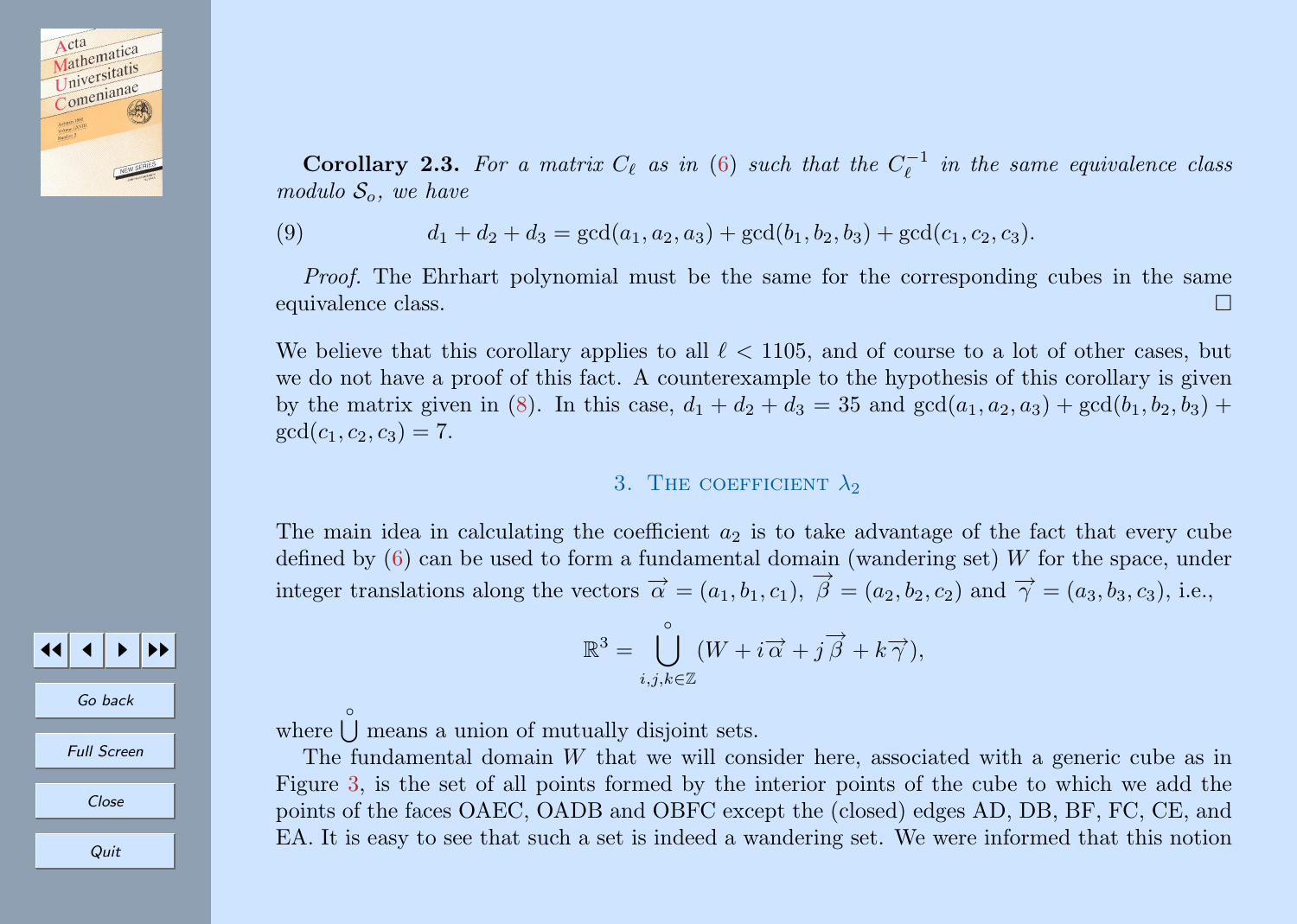**Corollary 2.3.** *For a matrix $C_\ell$ as in (6) such that the $C_\ell^{-1}$ in the same equivalence class modulo $\mathcal{S}_o$, we have*

$$d_1 + d_2 + d_3 = \gcd(a_1, a_2, a_3) + \gcd(b_1, b_2, b_3) + \gcd(c_1, c_2, c_3). \tag{9}$$

*Proof.* The Ehrhart polynomial must be the same for the corresponding cubes in the same equivalence class. □

We believe that this corollary applies to all $\ell < 1105$, and of course to a lot of other cases, but we do not have a proof of this fact. A counterexample to the hypothesis of this corollary is given by the matrix given in (8). In this case, $d_1 + d_2 + d_3 = 35$ and $\gcd(a_1, a_2, a_3) + \gcd(b_1, b_2, b_3) + \gcd(c_1, c_2, c_3) = 7$.

## 3. The coefficient $\lambda_2$

The main idea in calculating the coefficient $a_2$ is to take advantage of the fact that every cube defined by (6) can be used to form a fundamental domain (wandering set) $W$ for the space, under integer translations along the vectors $\overrightarrow{\alpha} = (a_1, b_1, c_1)$, $\overrightarrow{\beta} = (a_2, b_2, c_2)$ and $\overrightarrow{\gamma} = (a_3, b_3, c_3)$, i.e.,

$$\mathbb{R}^3 = \mathop{\mathring{\bigcup}}_{i,j,k \in \mathbb{Z}} (W + i\overrightarrow{\alpha} + j\overrightarrow{\beta} + k\overrightarrow{\gamma}),$$

where $\mathring{\bigcup}$ means a union of mutually disjoint sets.

The fundamental domain $W$ that we will consider here, associated with a generic cube as in Figure 3, is the set of all points formed by the interior points of the cube to which we add the points of the faces OAEC, OADB and OBFC except the (closed) edges AD, DB, BF, FC, CE, and EA. It is easy to see that such a set is indeed a wandering set. We were informed that this notion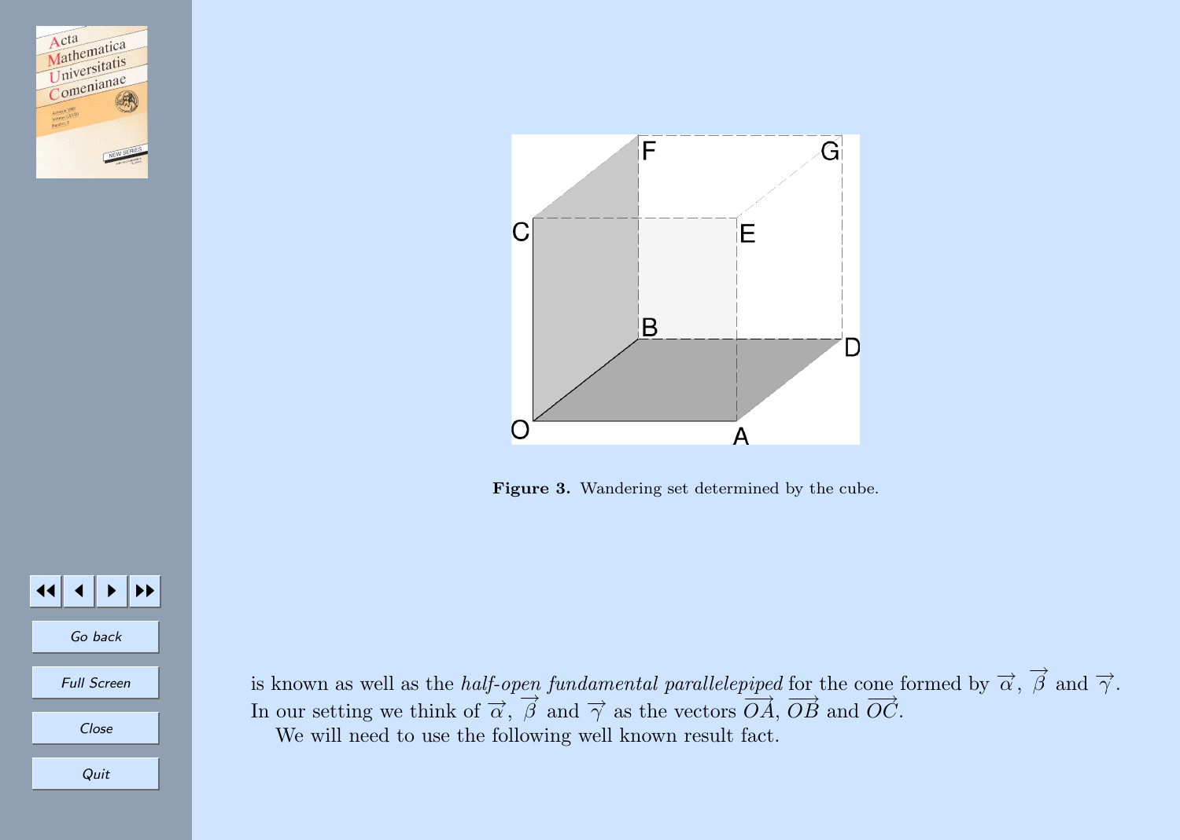**Figure 3.** Wandering set determined by the cube.

is known as well as the *half-open fundamental parallelepiped* for the cone formed by $\overrightarrow{\alpha}$, $\overrightarrow{\beta}$ and $\overrightarrow{\gamma}$. In our setting we think of $\overrightarrow{\alpha}$, $\overrightarrow{\beta}$ and $\overrightarrow{\gamma}$ as the vectors $\overrightarrow{OA}$, $\overrightarrow{OB}$ and $\overrightarrow{OC}$.

We will need to use the following well known result fact.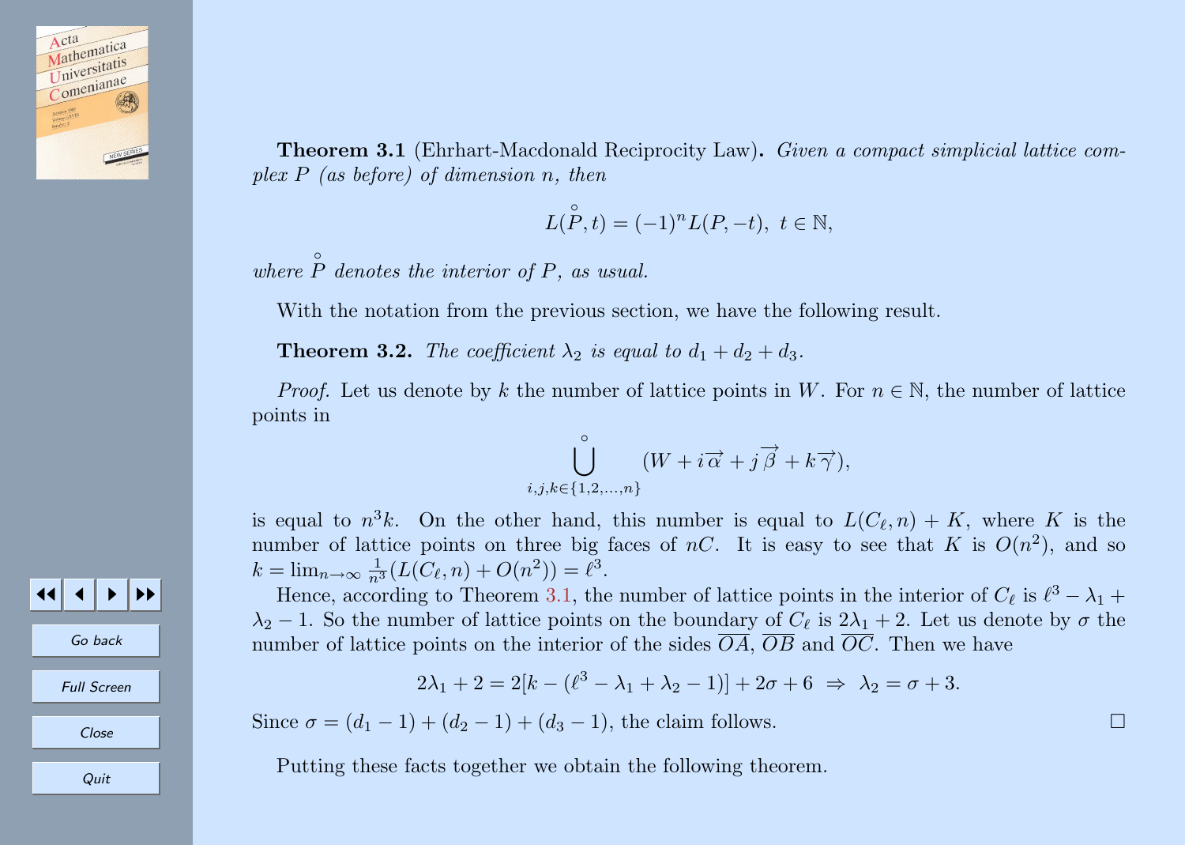**Theorem 3.1** (Ehrhart-Macdonald Reciprocity Law)**.** *Given a compact simplicial lattice complex $P$ (as before) of dimension $n$, then*

$$L(\overset{\circ}{P}, t) = (-1)^n L(P, -t),\ t \in \mathbb{N},$$

*where $\overset{\circ}{P}$ denotes the interior of $P$, as usual.*

With the notation from the previous section, we have the following result.

**Theorem 3.2.** *The coefficient $\lambda_2$ is equal to $d_1 + d_2 + d_3$.*

*Proof.* Let us denote by $k$ the number of lattice points in $W$. For $n \in \mathbb{N}$, the number of lattice points in

$$\overset{\circ}{\bigcup_{i,j,k \in \{1,2,\ldots,n\}}} (W + i\overrightarrow{\alpha} + j\overrightarrow{\beta} + k\overrightarrow{\gamma}),$$

is equal to $n^3 k$. On the other hand, this number is equal to $L(C_\ell, n) + K$, where $K$ is the number of lattice points on three big faces of $nC$. It is easy to see that $K$ is $O(n^2)$, and so $k = \lim_{n\to\infty} \frac{1}{n^3}(L(C_\ell, n) + O(n^2)) = \ell^3$.

Hence, according to Theorem 3.1, the number of lattice points in the interior of $C_\ell$ is $\ell^3 - \lambda_1 + \lambda_2 - 1$. So the number of lattice points on the boundary of $C_\ell$ is $2\lambda_1 + 2$. Let us denote by $\sigma$ the number of lattice points on the interior of the sides $\overline{OA}$, $\overline{OB}$ and $\overline{OC}$. Then we have

$$2\lambda_1 + 2 = 2[k - (\ell^3 - \lambda_1 + \lambda_2 - 1)] + 2\sigma + 6 \ \Rightarrow\ \lambda_2 = \sigma + 3.$$

Since $\sigma = (d_1 - 1) + (d_2 - 1) + (d_3 - 1)$, the claim follows. □

Putting these facts together we obtain the following theorem.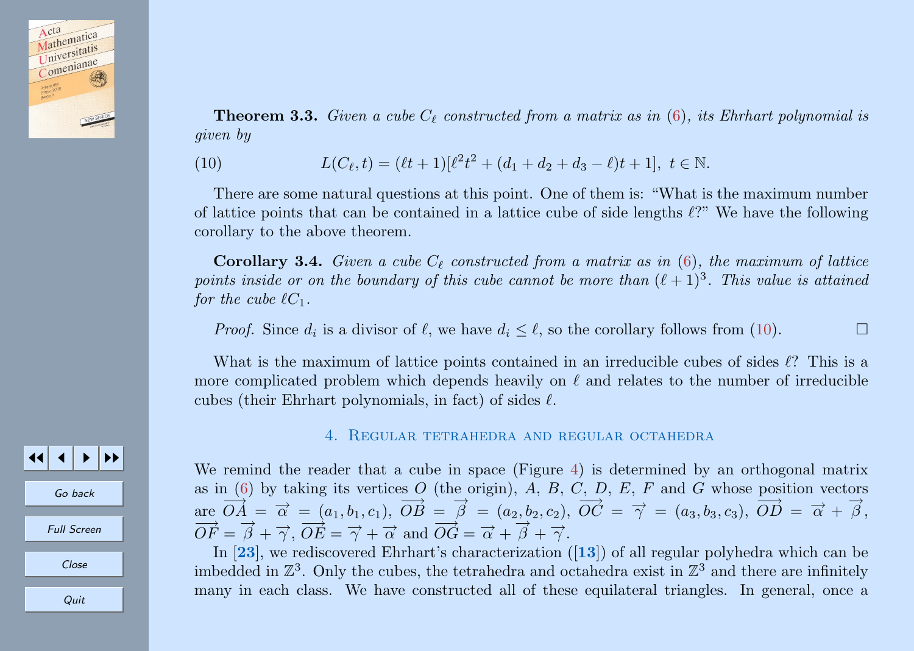**Theorem 3.3.** *Given a cube $C_\ell$ constructed from a matrix as in (6), its Ehrhart polynomial is given by*

$$L(C_\ell, t) = (\ell t + 1)[\ell^2 t^2 + (d_1 + d_2 + d_3 - \ell)t + 1],\ t \in \mathbb{N}. \tag{10}$$

There are some natural questions at this point. One of them is: “What is the maximum number of lattice points that can be contained in a lattice cube of side lengths $\ell$?” We have the following corollary to the above theorem.

**Corollary 3.4.** *Given a cube $C_\ell$ constructed from a matrix as in (6), the maximum of lattice points inside or on the boundary of this cube cannot be more than $(\ell+1)^3$. This value is attained for the cube $\ell C_1$.*

*Proof.* Since $d_i$ is a divisor of $\ell$, we have $d_i \le \ell$, so the corollary follows from (10). $\square$

What is the maximum of lattice points contained in an irreducible cubes of sides $\ell$? This is a more complicated problem which depends heavily on $\ell$ and relates to the number of irreducible cubes (their Ehrhart polynomials, in fact) of sides $\ell$.

## 4. Regular tetrahedra and regular octahedra

We remind the reader that a cube in space (Figure 4) is determined by an orthogonal matrix as in (6) by taking its vertices $O$ (the origin), $A$, $B$, $C$, $D$, $E$, $F$ and $G$ whose position vectors are $\overrightarrow{OA} = \overrightarrow{\alpha} = (a_1, b_1, c_1)$, $\overrightarrow{OB} = \overrightarrow{\beta} = (a_2, b_2, c_2)$, $\overrightarrow{OC} = \overrightarrow{\gamma} = (a_3, b_3, c_3)$, $\overrightarrow{OD} = \overrightarrow{\alpha} + \overrightarrow{\beta}$, $\overrightarrow{OF} = \overrightarrow{\beta} + \overrightarrow{\gamma}$, $\overrightarrow{OE} = \overrightarrow{\gamma} + \overrightarrow{\alpha}$ and $\overrightarrow{OG} = \overrightarrow{\alpha} + \overrightarrow{\beta} + \overrightarrow{\gamma}$.

In [**23**], we rediscovered Ehrhart’s characterization ([**13**]) of all regular polyhedra which can be imbedded in $\mathbb{Z}^3$. Only the cubes, the tetrahedra and octahedra exist in $\mathbb{Z}^3$ and there are infinitely many in each class. We have constructed all of these equilateral triangles. In general, once a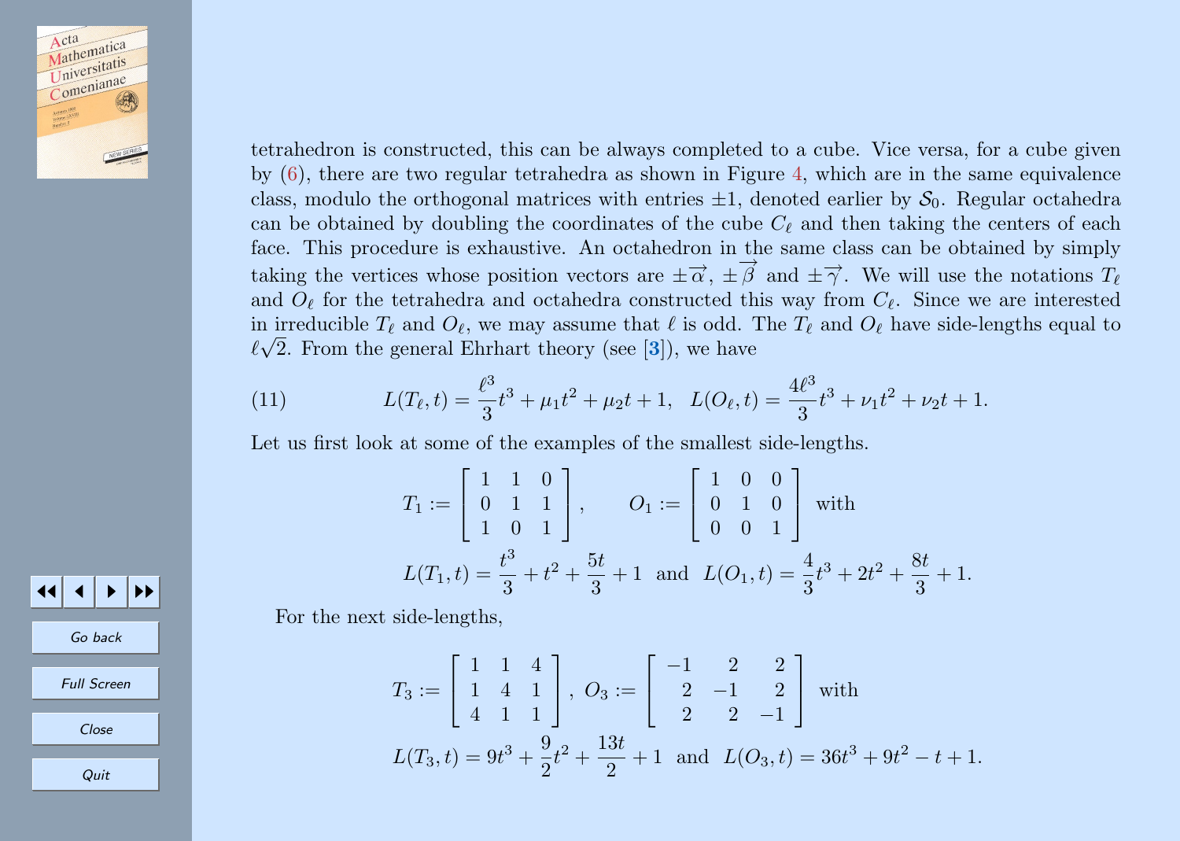tetrahedron is constructed, this can be always completed to a cube. Vice versa, for a cube given by (6), there are two regular tetrahedra as shown in Figure 4, which are in the same equivalence class, modulo the orthogonal matrices with entries $\pm 1$, denoted earlier by $\mathcal{S}_0$. Regular octahedra can be obtained by doubling the coordinates of the cube $C_\ell$ and then taking the centers of each face. This procedure is exhaustive. An octahedron in the same class can be obtained by simply taking the vertices whose position vectors are $\pm\overrightarrow{\alpha}$, $\pm\overrightarrow{\beta}$ and $\pm\overrightarrow{\gamma}$. We will use the notations $T_\ell$ and $O_\ell$ for the tetrahedra and octahedra constructed this way from $C_\ell$. Since we are interested in irreducible $T_\ell$ and $O_\ell$, we may assume that $\ell$ is odd. The $T_\ell$ and $O_\ell$ have side-lengths equal to $\ell\sqrt{2}$. From the general Ehrhart theory (see [3]), we have

$$L(T_\ell, t) = \frac{\ell^3}{3}t^3 + \mu_1 t^2 + \mu_2 t + 1, \quad L(O_\ell, t) = \frac{4\ell^3}{3}t^3 + \nu_1 t^2 + \nu_2 t + 1. \tag{11}$$

Let us first look at some of the examples of the smallest side-lengths.

$$T_1 := \begin{bmatrix} 1 & 1 & 0 \\ 0 & 1 & 1 \\ 1 & 0 & 1 \end{bmatrix}, \qquad O_1 := \begin{bmatrix} 1 & 0 & 0 \\ 0 & 1 & 0 \\ 0 & 0 & 1 \end{bmatrix} \text{ with}$$

$$L(T_1, t) = \frac{t^3}{3} + t^2 + \frac{5t}{3} + 1 \text{ and } L(O_1, t) = \frac{4}{3}t^3 + 2t^2 + \frac{8t}{3} + 1.$$

For the next side-lengths,

$$T_3 := \begin{bmatrix} 1 & 1 & 4 \\ 1 & 4 & 1 \\ 4 & 1 & 1 \end{bmatrix}, \; O_3 := \begin{bmatrix} -1 & 2 & 2 \\ 2 & -1 & 2 \\ 2 & 2 & -1 \end{bmatrix} \text{ with}$$

$$L(T_3, t) = 9t^3 + \frac{9}{2}t^2 + \frac{13t}{2} + 1 \text{ and } L(O_3, t) = 36t^3 + 9t^2 - t + 1.$$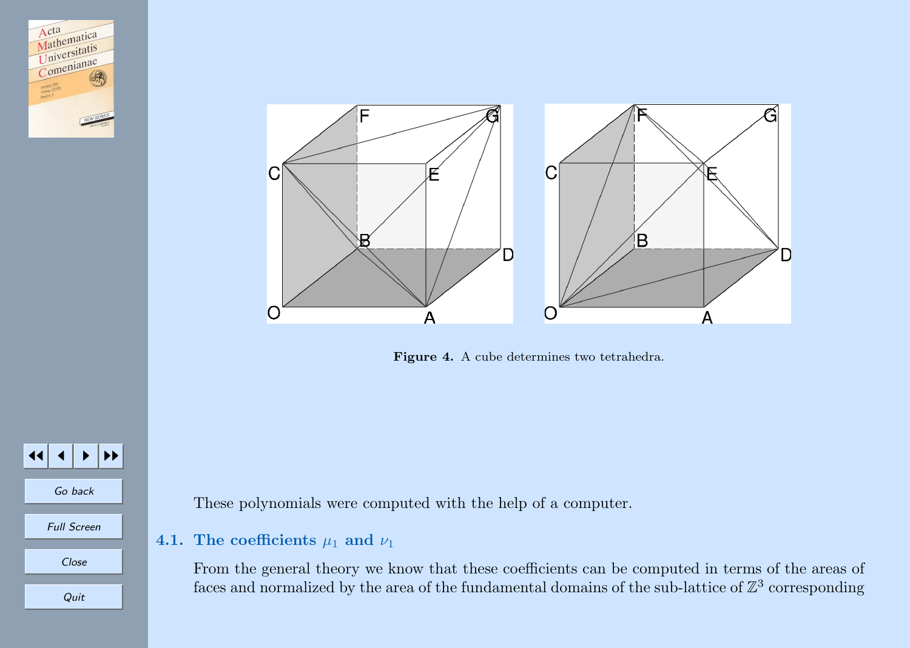**Figure 4.** A cube determines two tetrahedra.

These polynomials were computed with the help of a computer.

### 4.1. The coefficients $\mu_1$ and $\nu_1$

From the general theory we know that these coefficients can be computed in terms of the areas of faces and normalized by the area of the fundamental domains of the sub-lattice of $\mathbb{Z}^3$ corresponding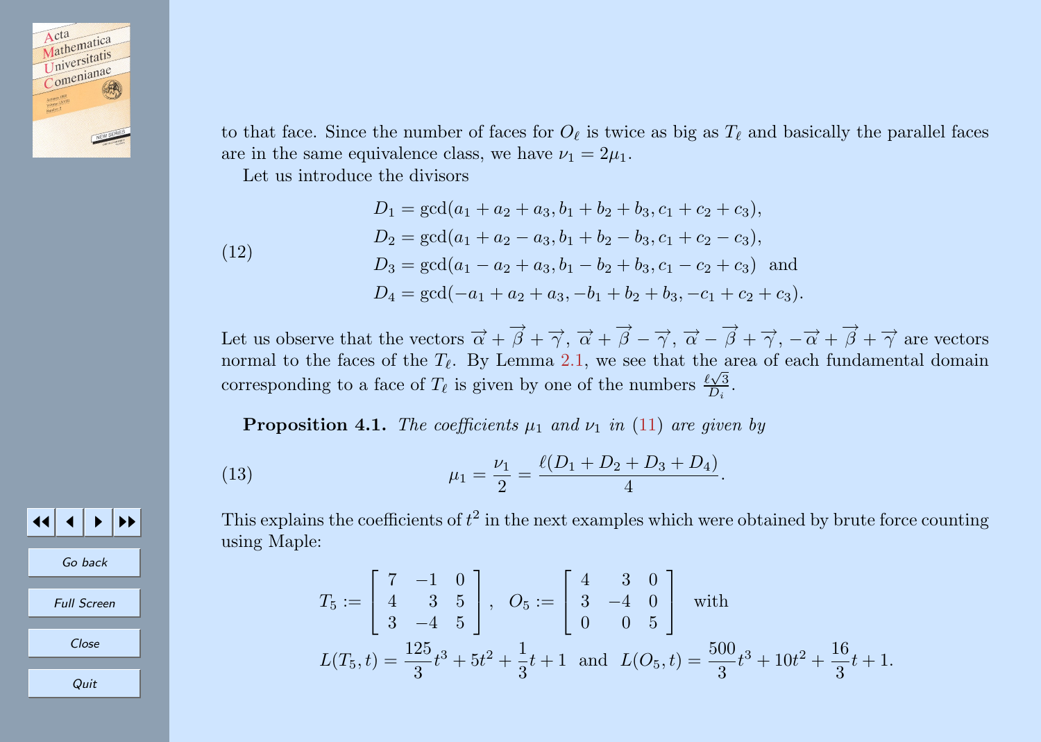to that face. Since the number of faces for $O_\ell$ is twice as big as $T_\ell$ and basically the parallel faces are in the same equivalence class, we have $\nu_1 = 2\mu_1$.

Let us introduce the divisors

$$
\begin{aligned}
D_1 &= \gcd(a_1 + a_2 + a_3, b_1 + b_2 + b_3, c_1 + c_2 + c_3), \\
D_2 &= \gcd(a_1 + a_2 - a_3, b_1 + b_2 - b_3, c_1 + c_2 - c_3), \\
D_3 &= \gcd(a_1 - a_2 + a_3, b_1 - b_2 + b_3, c_1 - c_2 + c_3) \quad \text{and} \\
D_4 &= \gcd(-a_1 + a_2 + a_3, -b_1 + b_2 + b_3, -c_1 + c_2 + c_3).
\end{aligned} \tag{12}
$$

Let us observe that the vectors $\overrightarrow{\alpha} + \overrightarrow{\beta} + \overrightarrow{\gamma}$, $\overrightarrow{\alpha} + \overrightarrow{\beta} - \overrightarrow{\gamma}$, $\overrightarrow{\alpha} - \overrightarrow{\beta} + \overrightarrow{\gamma}$, $-\overrightarrow{\alpha} + \overrightarrow{\beta} + \overrightarrow{\gamma}$ are vectors normal to the faces of the $T_\ell$. By Lemma 2.1, we see that the area of each fundamental domain corresponding to a face of $T_\ell$ is given by one of the numbers $\frac{\ell\sqrt{3}}{D_i}$.

**Proposition 4.1.** *The coefficients $\mu_1$ and $\nu_1$ in (11) are given by*

$$
\mu_1 = \frac{\nu_1}{2} = \frac{\ell(D_1 + D_2 + D_3 + D_4)}{4}. \tag{13}
$$

This explains the coefficients of $t^2$ in the next examples which were obtained by brute force counting using Maple:

$$
T_5 := \begin{bmatrix} 7 & -1 & 0 \\ 4 & 3 & 5 \\ 3 & -4 & 5 \end{bmatrix}, \quad O_5 := \begin{bmatrix} 4 & 3 & 0 \\ 3 & -4 & 0 \\ 0 & 0 & 5 \end{bmatrix} \quad \text{with}
$$

$$
L(T_5, t) = \frac{125}{3}t^3 + 5t^2 + \frac{1}{3}t + 1 \quad \text{and} \quad L(O_5, t) = \frac{500}{3}t^3 + 10t^2 + \frac{16}{3}t + 1.
$$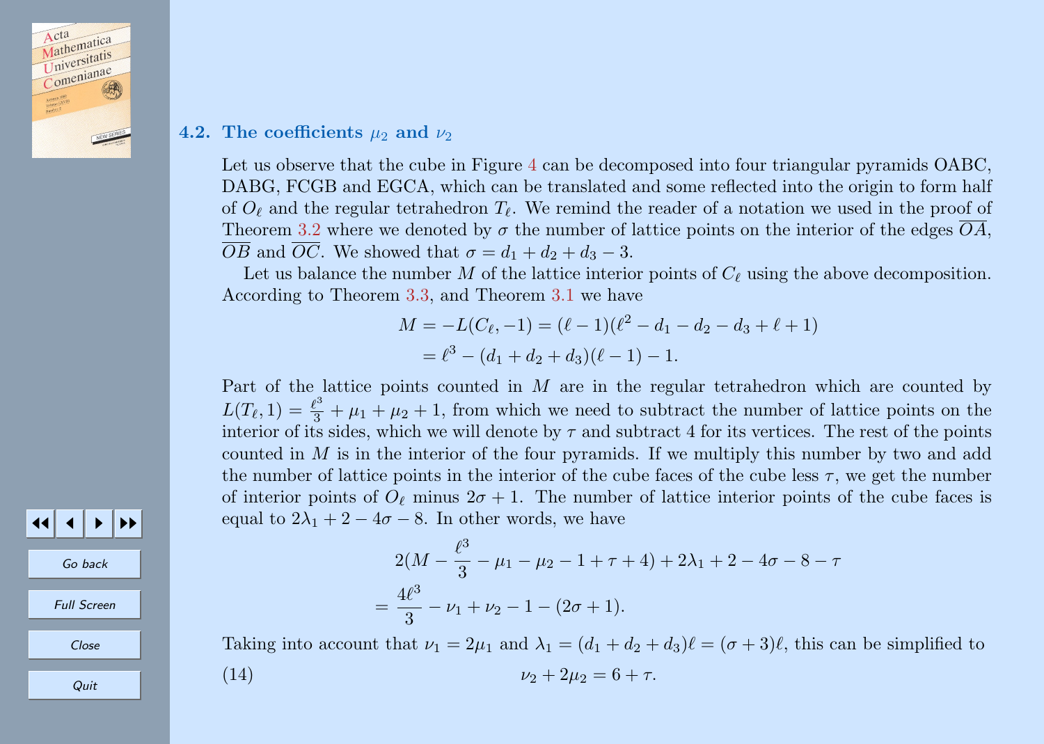### 4.2. The coefficients $\mu_2$ and $\nu_2$

Let us observe that the cube in Figure 4 can be decomposed into four triangular pyramids OABC, DABG, FCGB and EGCA, which can be translated and some reflected into the origin to form half of $O_\ell$ and the regular tetrahedron $T_\ell$. We remind the reader of a notation we used in the proof of Theorem 3.2 where we denoted by $\sigma$ the number of lattice points on the interior of the edges $\overline{OA}$, $\overline{OB}$ and $\overline{OC}$. We showed that $\sigma = d_1 + d_2 + d_3 - 3$.

Let us balance the number $M$ of the lattice interior points of $C_\ell$ using the above decomposition. According to Theorem 3.3, and Theorem 3.1 we have

$$
\begin{aligned}
M = -L(C_\ell, -1) &= (\ell - 1)(\ell^2 - d_1 - d_2 - d_3 + \ell + 1) \\
&= \ell^3 - (d_1 + d_2 + d_3)(\ell - 1) - 1.
\end{aligned}
$$

Part of the lattice points counted in $M$ are in the regular tetrahedron which are counted by $L(T_\ell, 1) = \frac{\ell^3}{3} + \mu_1 + \mu_2 + 1$, from which we need to subtract the number of lattice points on the interior of its sides, which we will denote by $\tau$ and subtract 4 for its vertices. The rest of the points counted in $M$ is in the interior of the four pyramids. If we multiply this number by two and add the number of lattice points in the interior of the cube faces of the cube less $\tau$, we get the number of interior points of $O_\ell$ minus $2\sigma + 1$. The number of lattice interior points of the cube faces is equal to $2\lambda_1 + 2 - 4\sigma - 8$. In other words, we have

$$
\begin{aligned}
&2(M - \frac{\ell^3}{3} - \mu_1 - \mu_2 - 1 + \tau + 4) + 2\lambda_1 + 2 - 4\sigma - 8 - \tau \\
&= \frac{4\ell^3}{3} - \nu_1 + \nu_2 - 1 - (2\sigma + 1).
\end{aligned}
$$

Taking into account that $\nu_1 = 2\mu_1$ and $\lambda_1 = (d_1 + d_2 + d_3)\ell = (\sigma + 3)\ell$, this can be simplified to

$$
\nu_2 + 2\mu_2 = 6 + \tau. \tag{14}
$$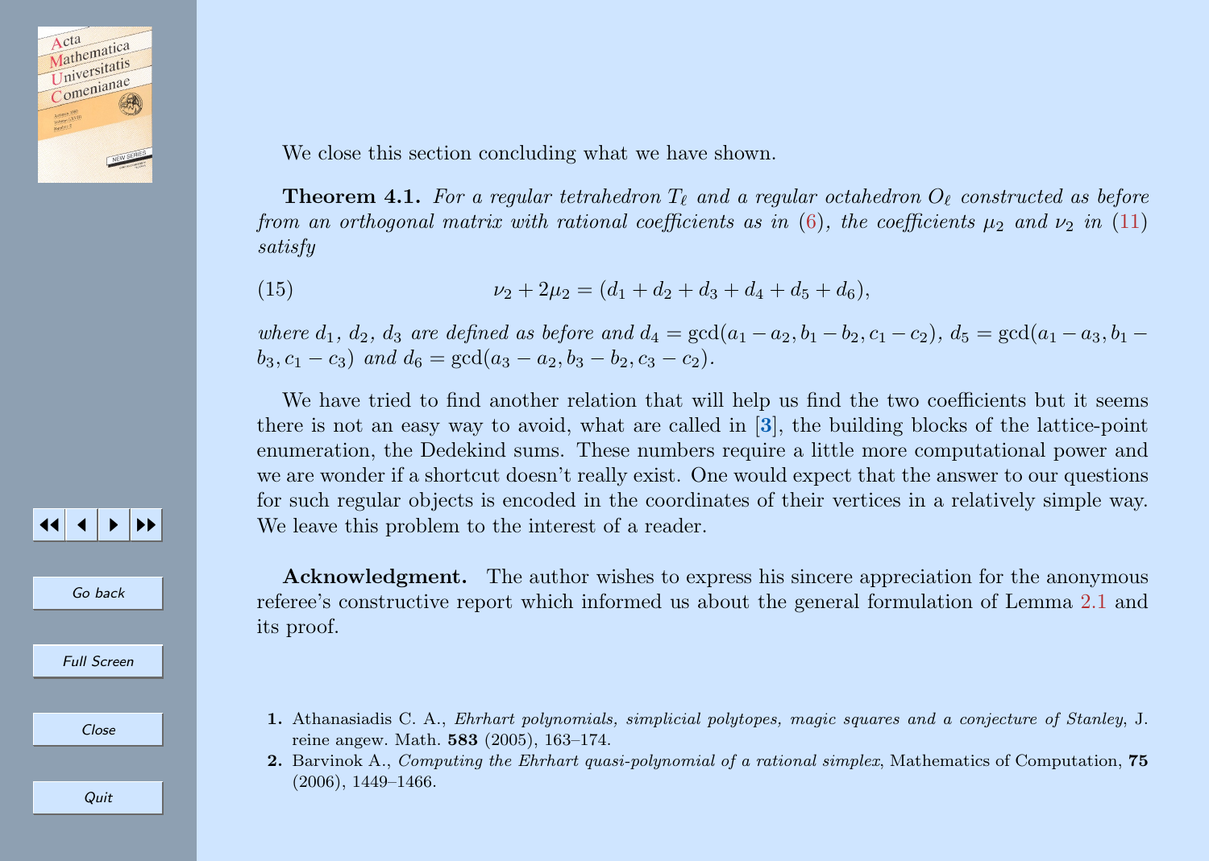We close this section concluding what we have shown.

**Theorem 4.1.** *For a regular tetrahedron $T_\ell$ and a regular octahedron $O_\ell$ constructed as before from an orthogonal matrix with rational coefficients as in (6), the coefficients $\mu_2$ and $\nu_2$ in (11) satisfy*

$$\nu_2 + 2\mu_2 = (d_1 + d_2 + d_3 + d_4 + d_5 + d_6), \tag{15}$$

*where $d_1$, $d_2$, $d_3$ are defined as before and $d_4 = \gcd(a_1 - a_2, b_1 - b_2, c_1 - c_2)$, $d_5 = \gcd(a_1 - a_3, b_1 - b_3, c_1 - c_3)$ and $d_6 = \gcd(a_3 - a_2, b_3 - b_2, c_3 - c_2)$.*

We have tried to find another relation that will help us find the two coefficients but it seems there is not an easy way to avoid, what are called in [3], the building blocks of the lattice-point enumeration, the Dedekind sums. These numbers require a little more computational power and we are wonder if a shortcut doesn't really exist. One would expect that the answer to our questions for such regular objects is encoded in the coordinates of their vertices in a relatively simple way. We leave this problem to the interest of a reader.

**Acknowledgment.** The author wishes to express his sincere appreciation for the anonymous referee's constructive report which informed us about the general formulation of Lemma 2.1 and its proof.

1. Athanasiadis C. A., *Ehrhart polynomials, simplicial polytopes, magic squares and a conjecture of Stanley*, J. reine angew. Math. **583** (2005), 163–174.
2. Barvinok A., *Computing the Ehrhart quasi-polynomial of a rational simplex*, Mathematics of Computation, **75** (2006), 1449–1466.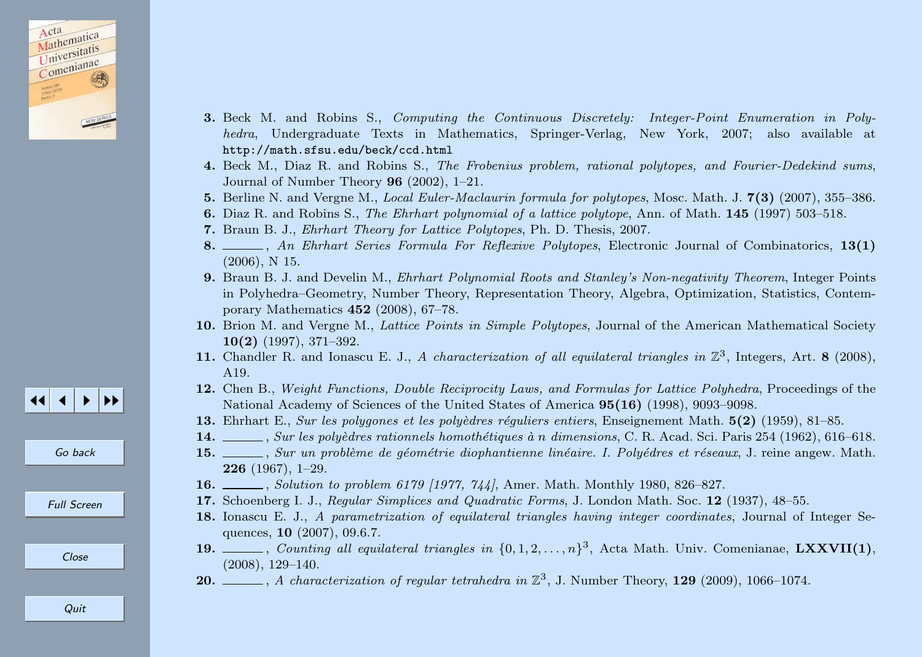3. Beck M. and Robins S., *Computing the Continuous Discretely: Integer-Point Enumeration in Polyhedra*, Undergraduate Texts in Mathematics, Springer-Verlag, New York, 2007; also available at `http://math.sfsu.edu/beck/ccd.html`
4. Beck M., Diaz R. and Robins S., *The Frobenius problem, rational polytopes, and Fourier-Dedekind sums*, Journal of Number Theory **96** (2002), 1–21.
5. Berline N. and Vergne M., *Local Euler-Maclaurin formula for polytopes*, Mosc. Math. J. **7(3)** (2007), 355–386.
6. Diaz R. and Robins S., *The Ehrhart polynomial of a lattice polytope*, Ann. of Math. **145** (1997) 503–518.
7. Braun B. J., *Ehrhart Theory for Lattice Polytopes*, Ph. D. Thesis, 2007.
8. ______, *An Ehrhart Series Formula For Reflexive Polytopes*, Electronic Journal of Combinatorics, **13(1)** (2006), N 15.
9. Braun B. J. and Develin M., *Ehrhart Polynomial Roots and Stanley's Non-negativity Theorem*, Integer Points in Polyhedra–Geometry, Number Theory, Representation Theory, Algebra, Optimization, Statistics, Contemporary Mathematics **452** (2008), 67–78.
10. Brion M. and Vergne M., *Lattice Points in Simple Polytopes*, Journal of the American Mathematical Society **10(2)** (1997), 371–392.
11. Chandler R. and Ionascu E. J., *A characterization of all equilateral triangles in* $\mathbb{Z}^3$, Integers, Art. **8** (2008), A19.
12. Chen B., *Weight Functions, Double Reciprocity Laws, and Formulas for Lattice Polyhedra*, Proceedings of the National Academy of Sciences of the United States of America **95(16)** (1998), 9093–9098.
13. Ehrhart E., *Sur les polygones et les polyèdres réguliers entiers*, Enseignement Math. **5(2)** (1959), 81–85.
14. ______, *Sur les polyèdres rationnels homothétiques à n dimensions*, C. R. Acad. Sci. Paris 254 (1962), 616–618.
15. ______, *Sur un problème de géométrie diophantienne linéaire. I. Polyédres et réseaux*, J. reine angew. Math. **226** (1967), 1–29.
16. ______, *Solution to problem 6179 [1977, 744]*, Amer. Math. Monthly 1980, 826–827.
17. Schoenberg I. J., *Regular Simplices and Quadratic Forms*, J. London Math. Soc. **12** (1937), 48–55.
18. Ionascu E. J., *A parametrization of equilateral triangles having integer coordinates*, Journal of Integer Sequences, **10** (2007), 09.6.7.
19. ______, *Counting all equilateral triangles in* $\{0, 1, 2, \ldots, n\}^3$, Acta Math. Univ. Comenianae, **LXXVII(1)**, (2008), 129–140.
20. ______, *A characterization of regular tetrahedra in* $\mathbb{Z}^3$, J. Number Theory, **129** (2009), 1066–1074.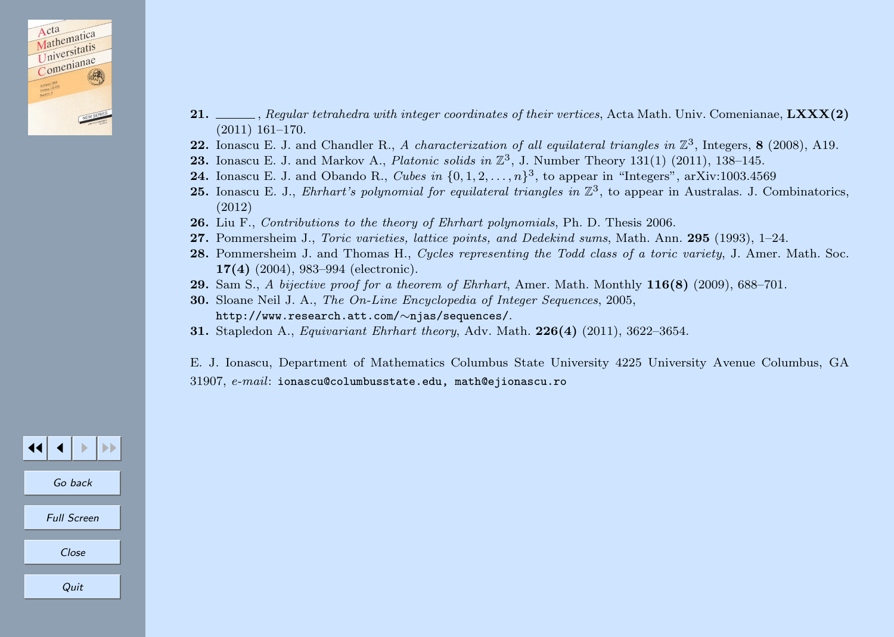21. ______, *Regular tetrahedra with integer coordinates of their vertices*, Acta Math. Univ. Comenianae, **LXXX(2)** (2011) 161–170.
22. Ionascu E. J. and Chandler R., *A characterization of all equilateral triangles in* $\mathbb{Z}^3$, Integers, **8** (2008), A19.
23. Ionascu E. J. and Markov A., *Platonic solids in* $\mathbb{Z}^3$, J. Number Theory 131(1) (2011), 138–145.
24. Ionascu E. J. and Obando R., *Cubes in* $\{0, 1, 2, \dots, n\}^3$, to appear in "Integers", arXiv:1003.4569
25. Ionascu E. J., *Ehrhart's polynomial for equilateral triangles in* $\mathbb{Z}^3$, to appear in Australas. J. Combinatorics, (2012)
26. Liu F., *Contributions to the theory of Ehrhart polynomials*, Ph. D. Thesis 2006.
27. Pommersheim J., *Toric varieties, lattice points, and Dedekind sums*, Math. Ann. **295** (1993), 1–24.
28. Pommersheim J. and Thomas H., *Cycles representing the Todd class of a toric variety*, J. Amer. Math. Soc. **17(4)** (2004), 983–994 (electronic).
29. Sam S., *A bijective proof for a theorem of Ehrhart*, Amer. Math. Monthly **116(8)** (2009), 688–701.
30. Sloane Neil J. A., *The On-Line Encyclopedia of Integer Sequences*, 2005, `http://www.research.att.com/∼njas/sequences/`.
31. Stapledon A., *Equivariant Ehrhart theory*, Adv. Math. **226(4)** (2011), 3622–3654.

E. J. Ionascu, Department of Mathematics Columbus State University 4225 University Avenue Columbus, GA 31907, *e-mail*: `ionascu@columbusstate.edu, math@ejionascu.ro`